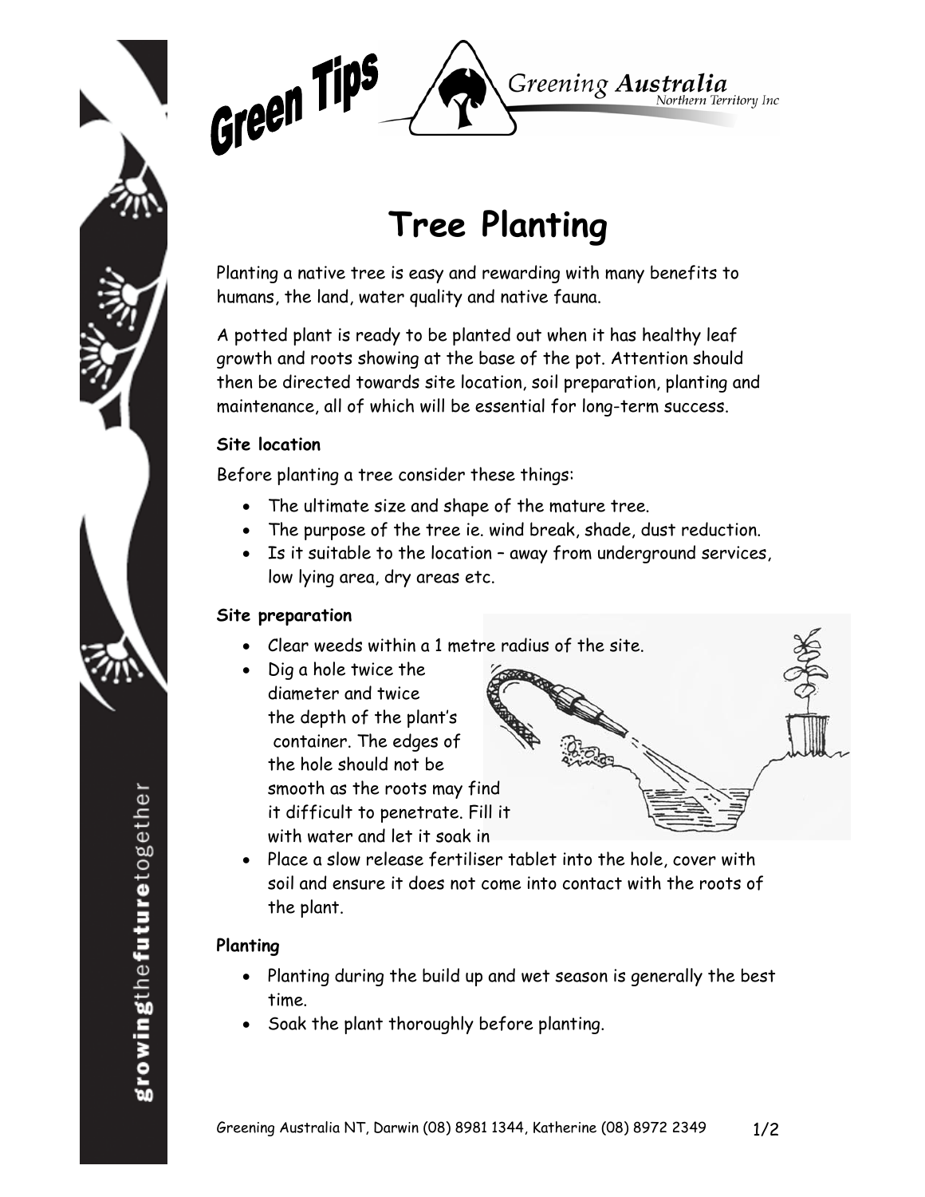# Green Tips

Greening Australia
Northern Territory Inc

# Tree Planting

Planting a native tree is easy and rewarding with many benefits to humans, the land, water quality and native fauna.

A potted plant is ready to be planted out when it has healthy leaf growth and roots showing at the base of the pot. Attention should then be directed towards site location, soil preparation, planting and maintenance, all of which will be essential for long-term success.

**Site location**

Before planting a tree consider these things:

- The ultimate size and shape of the mature tree.
- The purpose of the tree ie. wind break, shade, dust reduction.
- Is it suitable to the location – away from underground services, low lying area, dry areas etc.

**Site preparation**

- Clear weeds within a 1 metre radius of the site.
- Dig a hole twice the diameter and twice the depth of the plant's container. The edges of the hole should not be smooth as the roots may find it difficult to penetrate. Fill it with water and let it soak in
- Place a slow release fertiliser tablet into the hole, cover with soil and ensure it does not come into contact with the roots of the plant.

**Planting**

- Planting during the build up and wet season is generally the best time.
- Soak the plant thoroughly before planting.

Greening Australia NT, Darwin (08) 8981 1344, Katherine (08) 8972 2349

growingthefuturetogether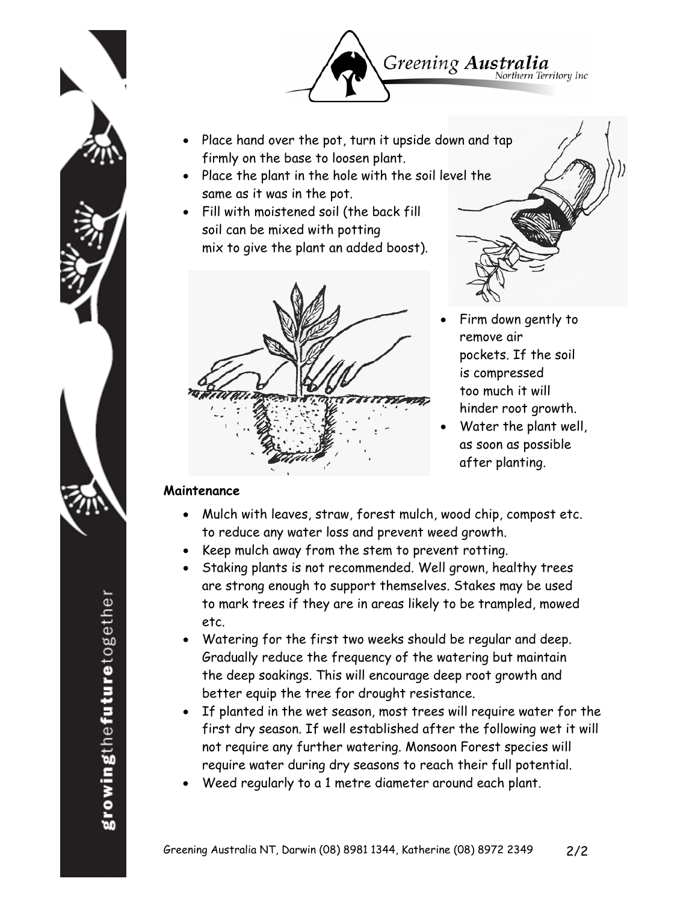- Place hand over the pot, turn it upside down and tap firmly on the base to loosen plant.
- Place the plant in the hole with the soil level the same as it was in the pot.
- Fill with moistened soil (the back fill soil can be mixed with potting mix to give the plant an added boost).
- Firm down gently to remove air pockets. If the soil is compressed too much it will hinder root growth.
- Water the plant well, as soon as possible after planting.

**Maintenance**

- Mulch with leaves, straw, forest mulch, wood chip, compost etc. to reduce any water loss and prevent weed growth.
- Keep mulch away from the stem to prevent rotting.
- Staking plants is not recommended. Well grown, healthy trees are strong enough to support themselves. Stakes may be used to mark trees if they are in areas likely to be trampled, mowed etc.
- Watering for the first two weeks should be regular and deep. Gradually reduce the frequency of the watering but maintain the deep soakings. This will encourage deep root growth and better equip the tree for drought resistance.
- If planted in the wet season, most trees will require water for the first dry season. If well established after the following wet it will not require any further watering. Monsoon Forest species will require water during dry seasons to reach their full potential.
- Weed regularly to a 1 metre diameter around each plant.